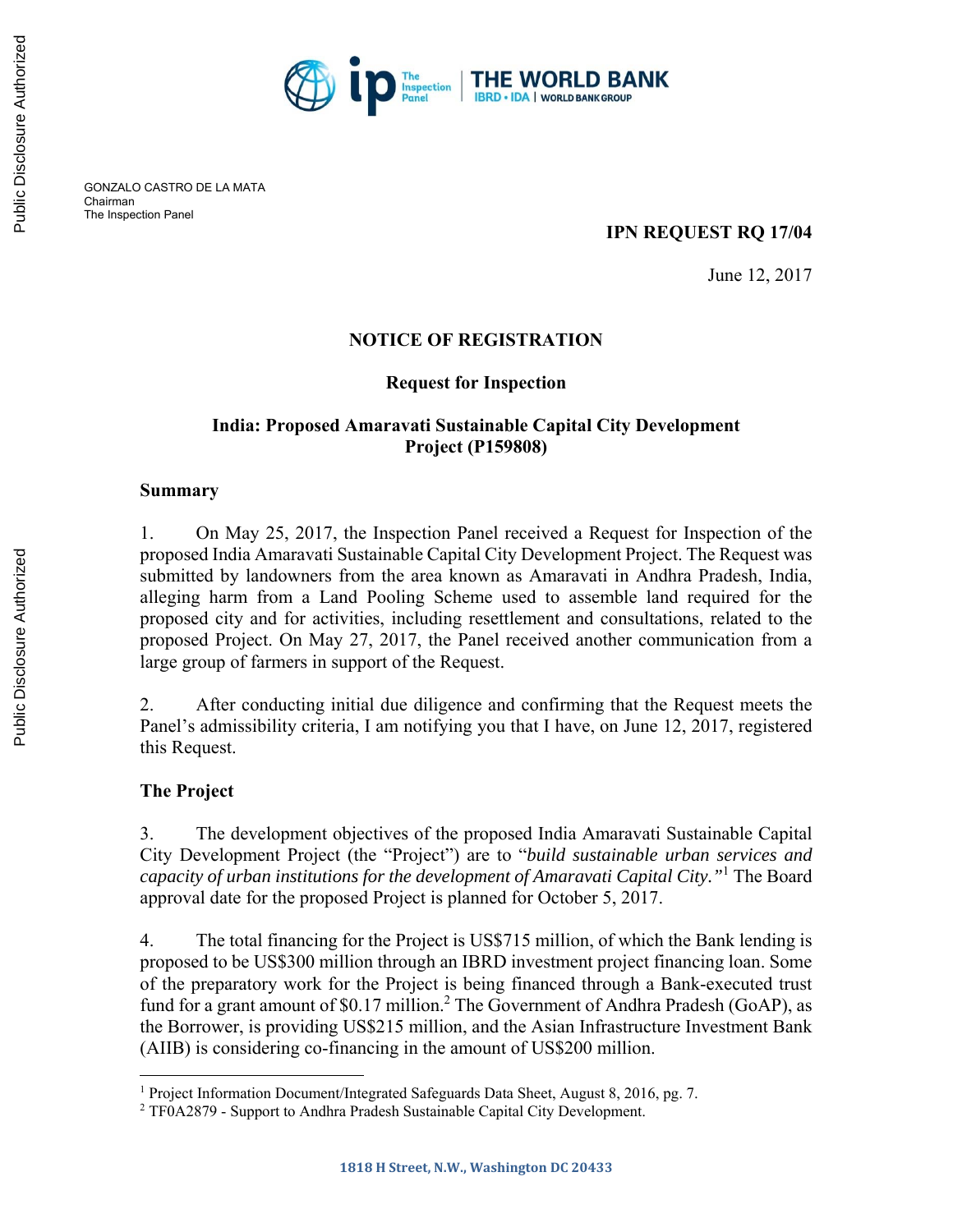GONZALO CASTRO DE LA MATA
Chairman
The Inspection Panel

**IPN REQUEST RQ 17/04**

June 12, 2017

# NOTICE OF REGISTRATION

## Request for Inspection

## India: Proposed Amaravati Sustainable Capital City Development Project (P159808)

### Summary

1. On May 25, 2017, the Inspection Panel received a Request for Inspection of the proposed India Amaravati Sustainable Capital City Development Project. The Request was submitted by landowners from the area known as Amaravati in Andhra Pradesh, India, alleging harm from a Land Pooling Scheme used to assemble land required for the proposed city and for activities, including resettlement and consultations, related to the proposed Project. On May 27, 2017, the Panel received another communication from a large group of farmers in support of the Request.

2. After conducting initial due diligence and confirming that the Request meets the Panel's admissibility criteria, I am notifying you that I have, on June 12, 2017, registered this Request.

### The Project

3. The development objectives of the proposed India Amaravati Sustainable Capital City Development Project (the "Project") are to "*build sustainable urban services and capacity of urban institutions for the development of Amaravati Capital City.*"[1] The Board approval date for the proposed Project is planned for October 5, 2017.

4. The total financing for the Project is US$715 million, of which the Bank lending is proposed to be US$300 million through an IBRD investment project financing loan. Some of the preparatory work for the Project is being financed through a Bank-executed trust fund for a grant amount of $0.17 million.[2] The Government of Andhra Pradesh (GoAP), as the Borrower, is providing US$215 million, and the Asian Infrastructure Investment Bank (AIIB) is considering co-financing in the amount of US$200 million.

---

[1] Project Information Document/Integrated Safeguards Data Sheet, August 8, 2016, pg. 7.

[2] TF0A2879 - Support to Andhra Pradesh Sustainable Capital City Development.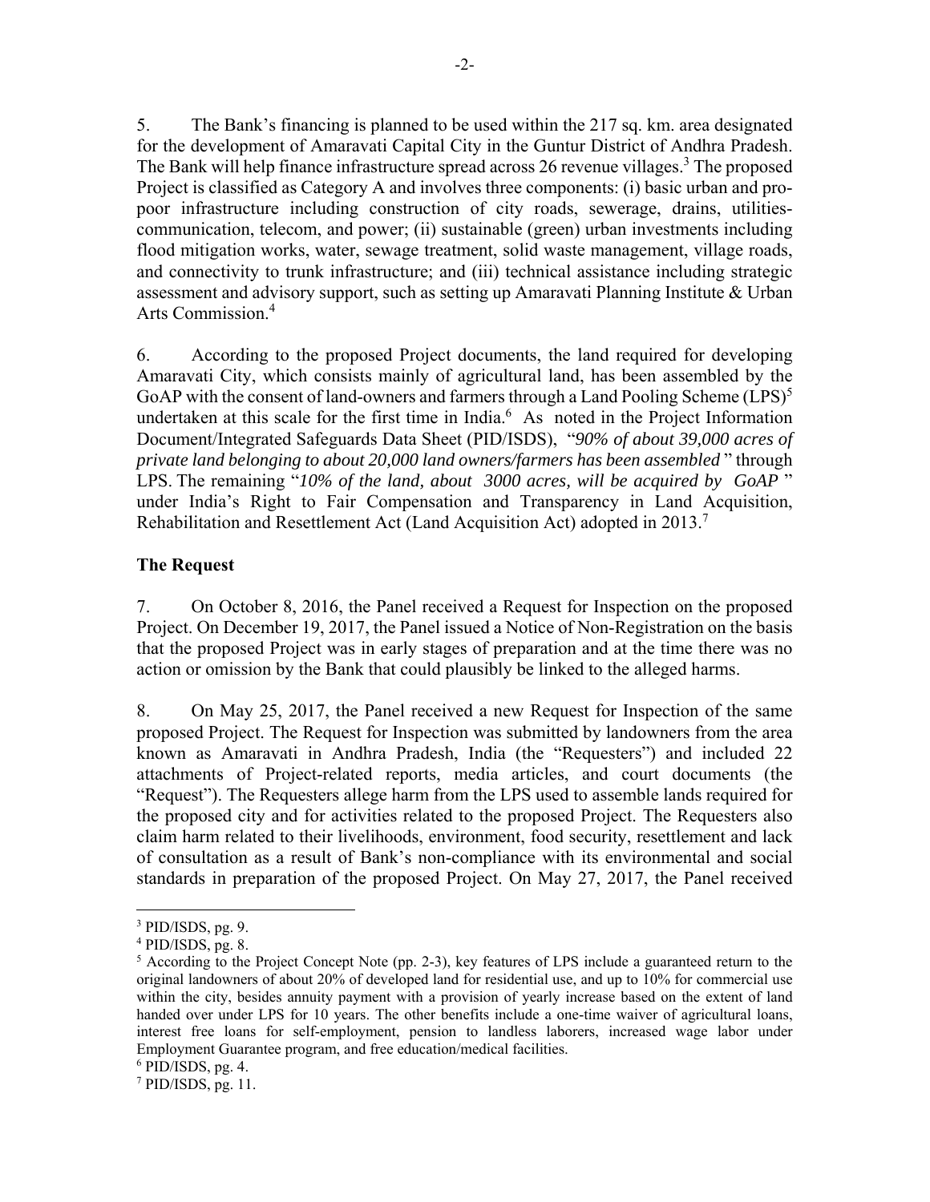5. The Bank's financing is planned to be used within the 217 sq. km. area designated for the development of Amaravati Capital City in the Guntur District of Andhra Pradesh. The Bank will help finance infrastructure spread across 26 revenue villages.[3] The proposed Project is classified as Category A and involves three components: (i) basic urban and pro-poor infrastructure including construction of city roads, sewerage, drains, utilities-communication, telecom, and power; (ii) sustainable (green) urban investments including flood mitigation works, water, sewage treatment, solid waste management, village roads, and connectivity to trunk infrastructure; and (iii) technical assistance including strategic assessment and advisory support, such as setting up Amaravati Planning Institute & Urban Arts Commission.[4]

6. According to the proposed Project documents, the land required for developing Amaravati City, which consists mainly of agricultural land, has been assembled by the GoAP with the consent of land-owners and farmers through a Land Pooling Scheme (LPS)[5] undertaken at this scale for the first time in India.[6] As noted in the Project Information Document/Integrated Safeguards Data Sheet (PID/ISDS), "*90% of about 39,000 acres of private land belonging to about 20,000 land owners/farmers has been assembled* " through LPS. The remaining "*10% of the land, about 3000 acres, will be acquired by GoAP* " under India's Right to Fair Compensation and Transparency in Land Acquisition, Rehabilitation and Resettlement Act (Land Acquisition Act) adopted in 2013.[7]

**The Request**

7. On October 8, 2016, the Panel received a Request for Inspection on the proposed Project. On December 19, 2017, the Panel issued a Notice of Non-Registration on the basis that the proposed Project was in early stages of preparation and at the time there was no action or omission by the Bank that could plausibly be linked to the alleged harms.

8. On May 25, 2017, the Panel received a new Request for Inspection of the same proposed Project. The Request for Inspection was submitted by landowners from the area known as Amaravati in Andhra Pradesh, India (the "Requesters") and included 22 attachments of Project-related reports, media articles, and court documents (the "Request"). The Requesters allege harm from the LPS used to assemble lands required for the proposed city and for activities related to the proposed Project. The Requesters also claim harm related to their livelihoods, environment, food security, resettlement and lack of consultation as a result of Bank's non-compliance with its environmental and social standards in preparation of the proposed Project. On May 27, 2017, the Panel received

---

[3] PID/ISDS, pg. 9.

[4] PID/ISDS, pg. 8.

[5] According to the Project Concept Note (pp. 2-3), key features of LPS include a guaranteed return to the original landowners of about 20% of developed land for residential use, and up to 10% for commercial use within the city, besides annuity payment with a provision of yearly increase based on the extent of land handed over under LPS for 10 years. The other benefits include a one-time waiver of agricultural loans, interest free loans for self-employment, pension to landless laborers, increased wage labor under Employment Guarantee program, and free education/medical facilities.

[6] PID/ISDS, pg. 4.

[7] PID/ISDS, pg. 11.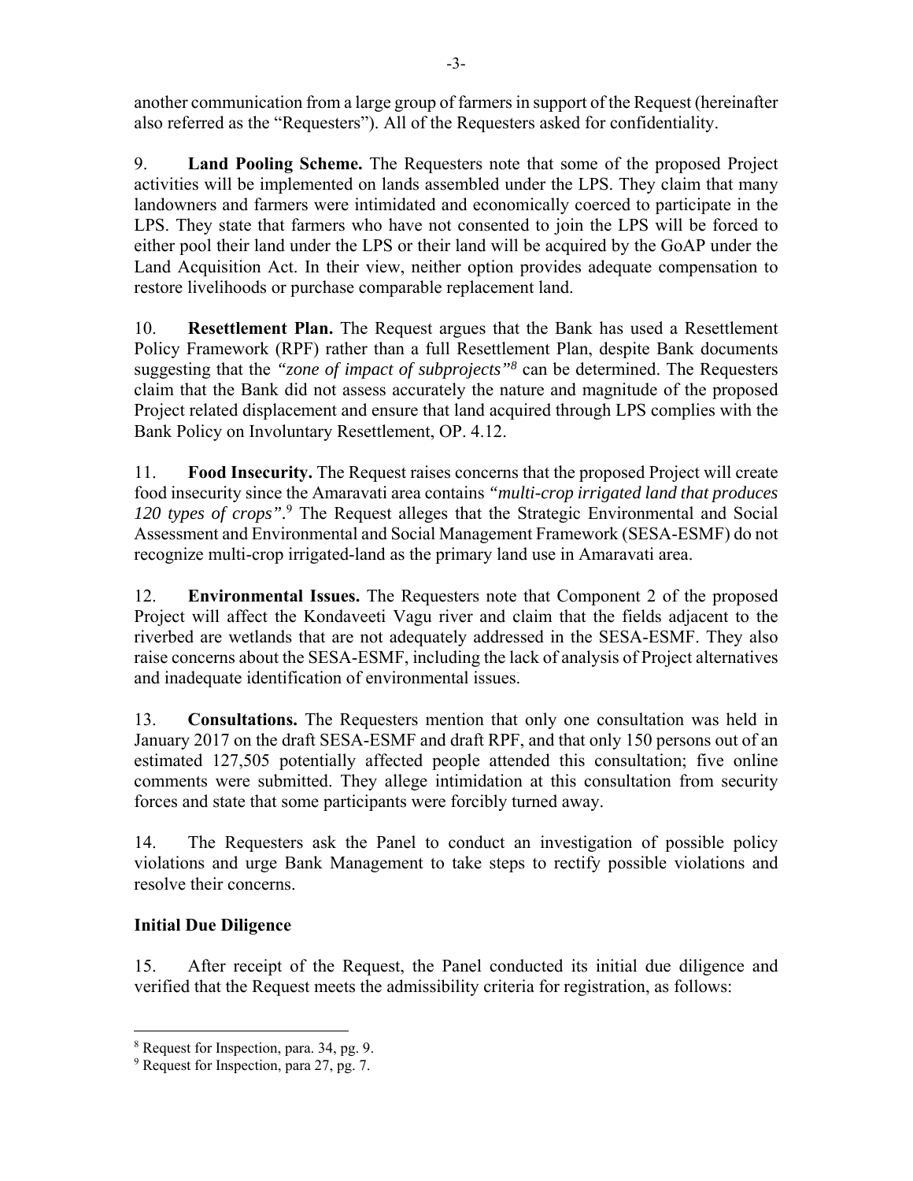another communication from a large group of farmers in support of the Request (hereinafter also referred as the "Requesters"). All of the Requesters asked for confidentiality.

9. **Land Pooling Scheme.** The Requesters note that some of the proposed Project activities will be implemented on lands assembled under the LPS. They claim that many landowners and farmers were intimidated and economically coerced to participate in the LPS. They state that farmers who have not consented to join the LPS will be forced to either pool their land under the LPS or their land will be acquired by the GoAP under the Land Acquisition Act. In their view, neither option provides adequate compensation to restore livelihoods or purchase comparable replacement land.

10. **Resettlement Plan.** The Request argues that the Bank has used a Resettlement Policy Framework (RPF) rather than a full Resettlement Plan, despite Bank documents suggesting that the *"zone of impact of subprojects"*[8] can be determined. The Requesters claim that the Bank did not assess accurately the nature and magnitude of the proposed Project related displacement and ensure that land acquired through LPS complies with the Bank Policy on Involuntary Resettlement, OP. 4.12.

11. **Food Insecurity.** The Request raises concerns that the proposed Project will create food insecurity since the Amaravati area contains *"multi-crop irrigated land that produces 120 types of crops"*.[9] The Request alleges that the Strategic Environmental and Social Assessment and Environmental and Social Management Framework (SESA-ESMF) do not recognize multi-crop irrigated-land as the primary land use in Amaravati area.

12. **Environmental Issues.** The Requesters note that Component 2 of the proposed Project will affect the Kondaveeti Vagu river and claim that the fields adjacent to the riverbed are wetlands that are not adequately addressed in the SESA-ESMF. They also raise concerns about the SESA-ESMF, including the lack of analysis of Project alternatives and inadequate identification of environmental issues.

13. **Consultations.** The Requesters mention that only one consultation was held in January 2017 on the draft SESA-ESMF and draft RPF, and that only 150 persons out of an estimated 127,505 potentially affected people attended this consultation; five online comments were submitted. They allege intimidation at this consultation from security forces and state that some participants were forcibly turned away.

14. The Requesters ask the Panel to conduct an investigation of possible policy violations and urge Bank Management to take steps to rectify possible violations and resolve their concerns.

## Initial Due Diligence

15. After receipt of the Request, the Panel conducted its initial due diligence and verified that the Request meets the admissibility criteria for registration, as follows:

---

[8] Request for Inspection, para. 34, pg. 9.

[9] Request for Inspection, para 27, pg. 7.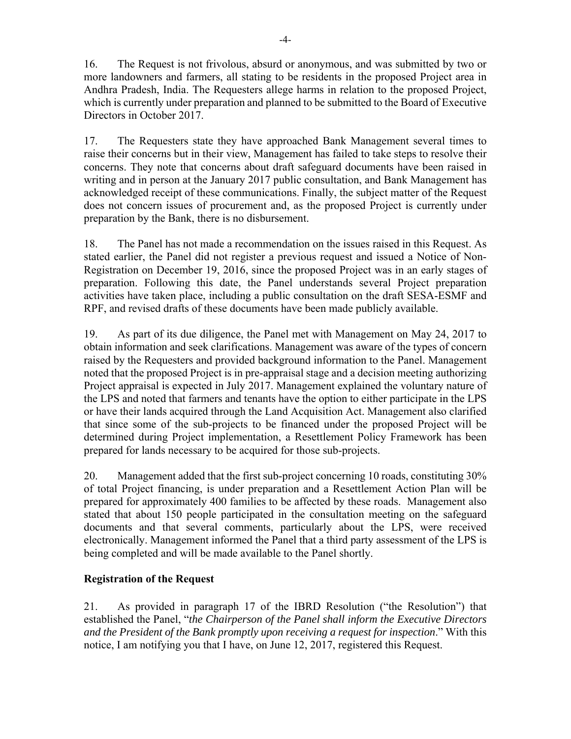16. The Request is not frivolous, absurd or anonymous, and was submitted by two or more landowners and farmers, all stating to be residents in the proposed Project area in Andhra Pradesh, India. The Requesters allege harms in relation to the proposed Project, which is currently under preparation and planned to be submitted to the Board of Executive Directors in October 2017.

17. The Requesters state they have approached Bank Management several times to raise their concerns but in their view, Management has failed to take steps to resolve their concerns. They note that concerns about draft safeguard documents have been raised in writing and in person at the January 2017 public consultation, and Bank Management has acknowledged receipt of these communications. Finally, the subject matter of the Request does not concern issues of procurement and, as the proposed Project is currently under preparation by the Bank, there is no disbursement.

18. The Panel has not made a recommendation on the issues raised in this Request. As stated earlier, the Panel did not register a previous request and issued a Notice of Non-Registration on December 19, 2016, since the proposed Project was in an early stages of preparation. Following this date, the Panel understands several Project preparation activities have taken place, including a public consultation on the draft SESA-ESMF and RPF, and revised drafts of these documents have been made publicly available.

19. As part of its due diligence, the Panel met with Management on May 24, 2017 to obtain information and seek clarifications. Management was aware of the types of concern raised by the Requesters and provided background information to the Panel. Management noted that the proposed Project is in pre-appraisal stage and a decision meeting authorizing Project appraisal is expected in July 2017. Management explained the voluntary nature of the LPS and noted that farmers and tenants have the option to either participate in the LPS or have their lands acquired through the Land Acquisition Act. Management also clarified that since some of the sub-projects to be financed under the proposed Project will be determined during Project implementation, a Resettlement Policy Framework has been prepared for lands necessary to be acquired for those sub-projects.

20. Management added that the first sub-project concerning 10 roads, constituting 30% of total Project financing, is under preparation and a Resettlement Action Plan will be prepared for approximately 400 families to be affected by these roads. Management also stated that about 150 people participated in the consultation meeting on the safeguard documents and that several comments, particularly about the LPS, were received electronically. Management informed the Panel that a third party assessment of the LPS is being completed and will be made available to the Panel shortly.

## Registration of the Request

21. As provided in paragraph 17 of the IBRD Resolution ("the Resolution") that established the Panel, "*the Chairperson of the Panel shall inform the Executive Directors and the President of the Bank promptly upon receiving a request for inspection*." With this notice, I am notifying you that I have, on June 12, 2017, registered this Request.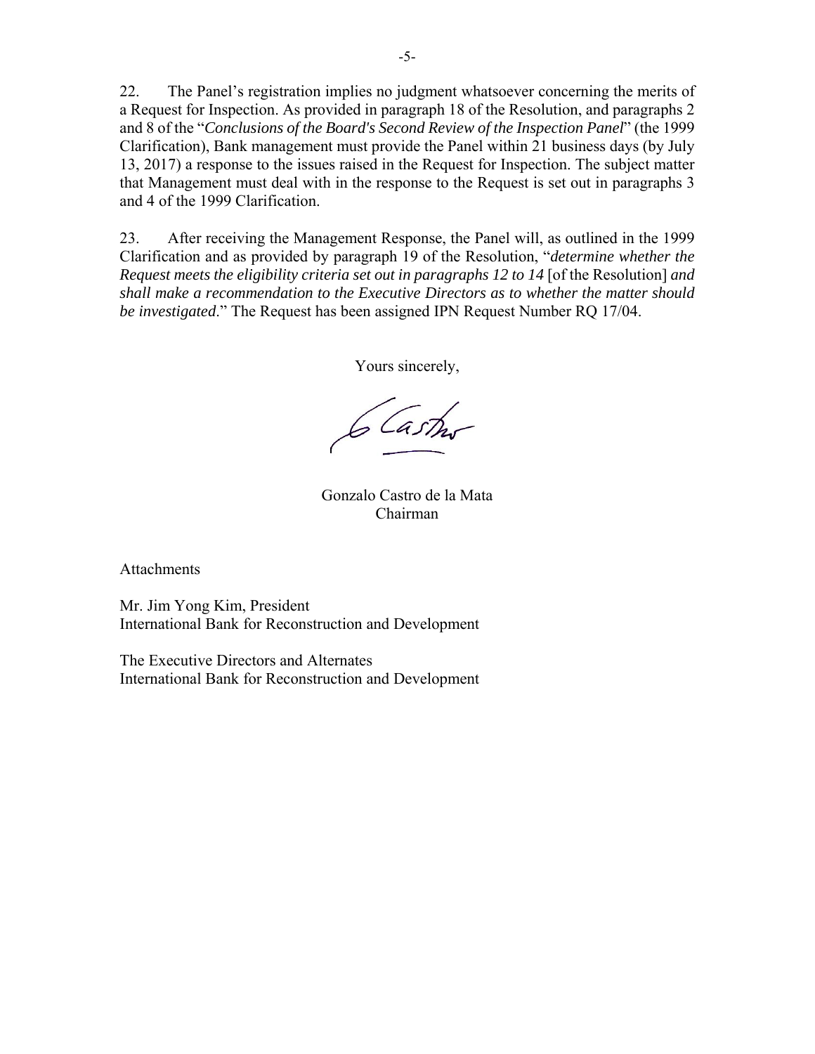22. The Panel's registration implies no judgment whatsoever concerning the merits of a Request for Inspection. As provided in paragraph 18 of the Resolution, and paragraphs 2 and 8 of the "*Conclusions of the Board's Second Review of the Inspection Panel*" (the 1999 Clarification), Bank management must provide the Panel within 21 business days (by July 13, 2017) a response to the issues raised in the Request for Inspection. The subject matter that Management must deal with in the response to the Request is set out in paragraphs 3 and 4 of the 1999 Clarification.

23. After receiving the Management Response, the Panel will, as outlined in the 1999 Clarification and as provided by paragraph 19 of the Resolution, "*determine whether the Request meets the eligibility criteria set out in paragraphs 12 to 14* [of the Resolution] *and shall make a recommendation to the Executive Directors as to whether the matter should be investigated*." The Request has been assigned IPN Request Number RQ 17/04.

Yours sincerely,

Gonzalo Castro de la Mata
Chairman

Attachments

Mr. Jim Yong Kim, President
International Bank for Reconstruction and Development

The Executive Directors and Alternates
International Bank for Reconstruction and Development